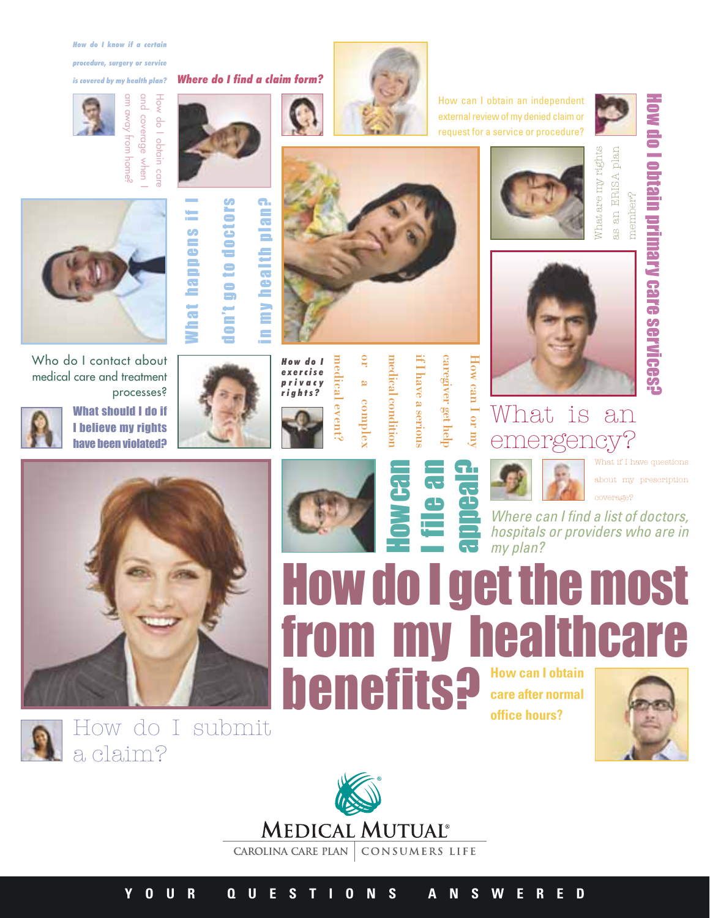# How do I get the most from my healthcare benefits?

How do I know if a certain procedure, surgery or service is covered by my health plan?

Where do I find a claim form?

How do I obtain care and coverage when I am away from home?

How can I obtain an independent external review of my denied claim or request for a service or procedure?

What are my rights as an ERISA plan member?

How do I obtain primary care services?

What happens if I don't go to doctors in my health plan?

Who do I contact about medical care and treatment processes?

What should I do if I believe my rights have been violated?

How do I exercise privacy rights?

How can I or my caregiver get help if I have a serious medical condition or a complex medical event?

How can I file an appeal?

What is an emergency?

What if I have questions about my prescription coverage?

Where can I find a list of doctors, hospitals or providers who are in my plan?

How can I obtain care after normal office hours?

How do I submit a claim?

MEDICAL MUTUAL®

CAROLINA CARE PLAN | CONSUMERS LIFE

YOUR QUESTIONS ANSWERED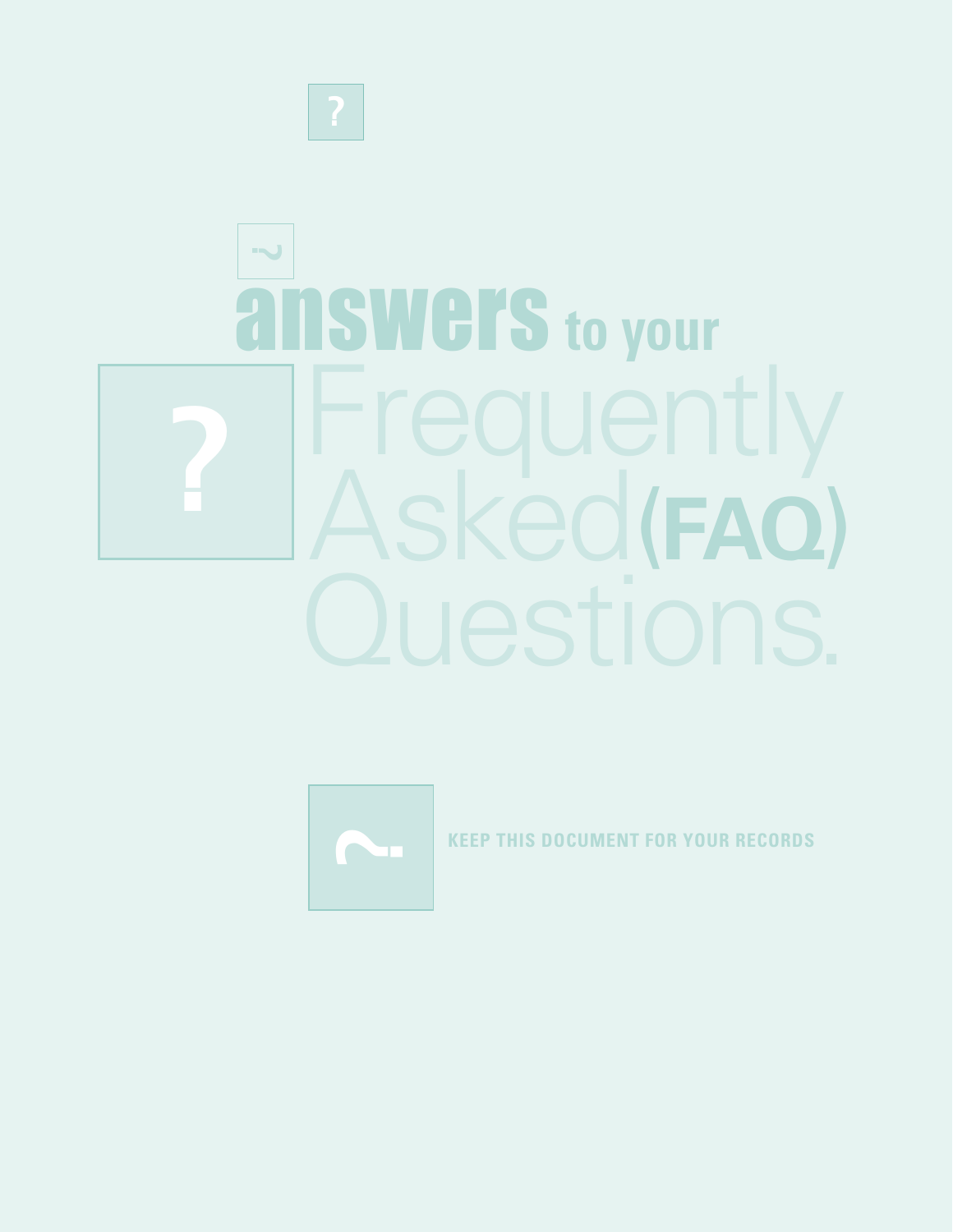# answers to your Frequently Asked (FAQ) Questions.

**KEEP THIS DOCUMENT FOR YOUR RECORDS**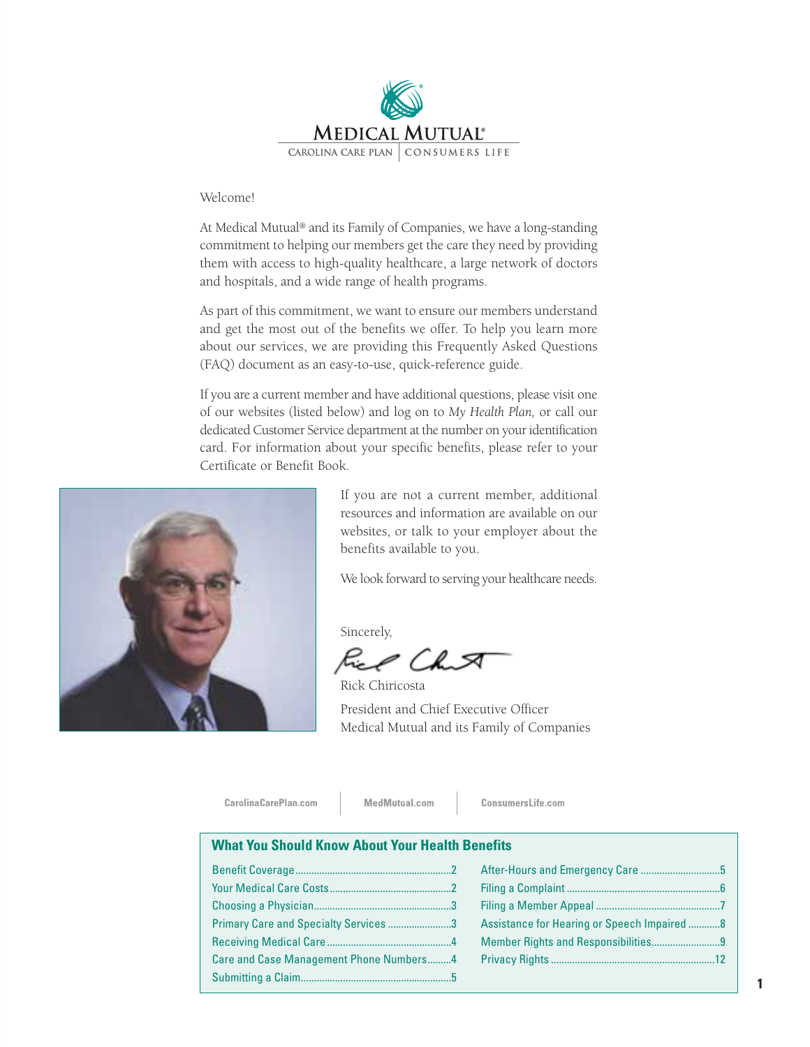MEDICAL MUTUAL®

CAROLINA CARE PLAN | CONSUMERS LIFE

Welcome!

At Medical Mutual® and its Family of Companies, we have a long-standing commitment to helping our members get the care they need by providing them with access to high-quality healthcare, a large network of doctors and hospitals, and a wide range of health programs.

As part of this commitment, we want to ensure our members understand and get the most out of the benefits we offer. To help you learn more about our services, we are providing this Frequently Asked Questions (FAQ) document as an easy-to-use, quick-reference guide.

If you are a current member and have additional questions, please visit one of our websites (listed below) and log on to *My Health Plan,* or call our dedicated Customer Service department at the number on your identification card. For information about your specific benefits, please refer to your Certificate or Benefit Book.

If you are not a current member, additional resources and information are available on our websites, or talk to your employer about the benefits available to you.

We look forward to serving your healthcare needs.

Sincerely,

Rick Chiricosta

President and Chief Executive Officer
Medical Mutual and its Family of Companies

CarolinaCarePlan.com | MedMutual.com | ConsumersLife.com

## What You Should Know About Your Health Benefits

| | |
|---|---|
| Benefit Coverage ... 2 | After-Hours and Emergency Care ... 5 |
| Your Medical Care Costs ... 2 | Filing a Complaint ... 6 |
| Choosing a Physician ... 3 | Filing a Member Appeal ... 7 |
| Primary Care and Specialty Services ... 3 | Assistance for Hearing or Speech Impaired ... 8 |
| Receiving Medical Care ... 4 | Member Rights and Responsibilities ... 9 |
| Care and Case Management Phone Numbers ... 4 | Privacy Rights ... 12 |
| Submitting a Claim ... 5 | |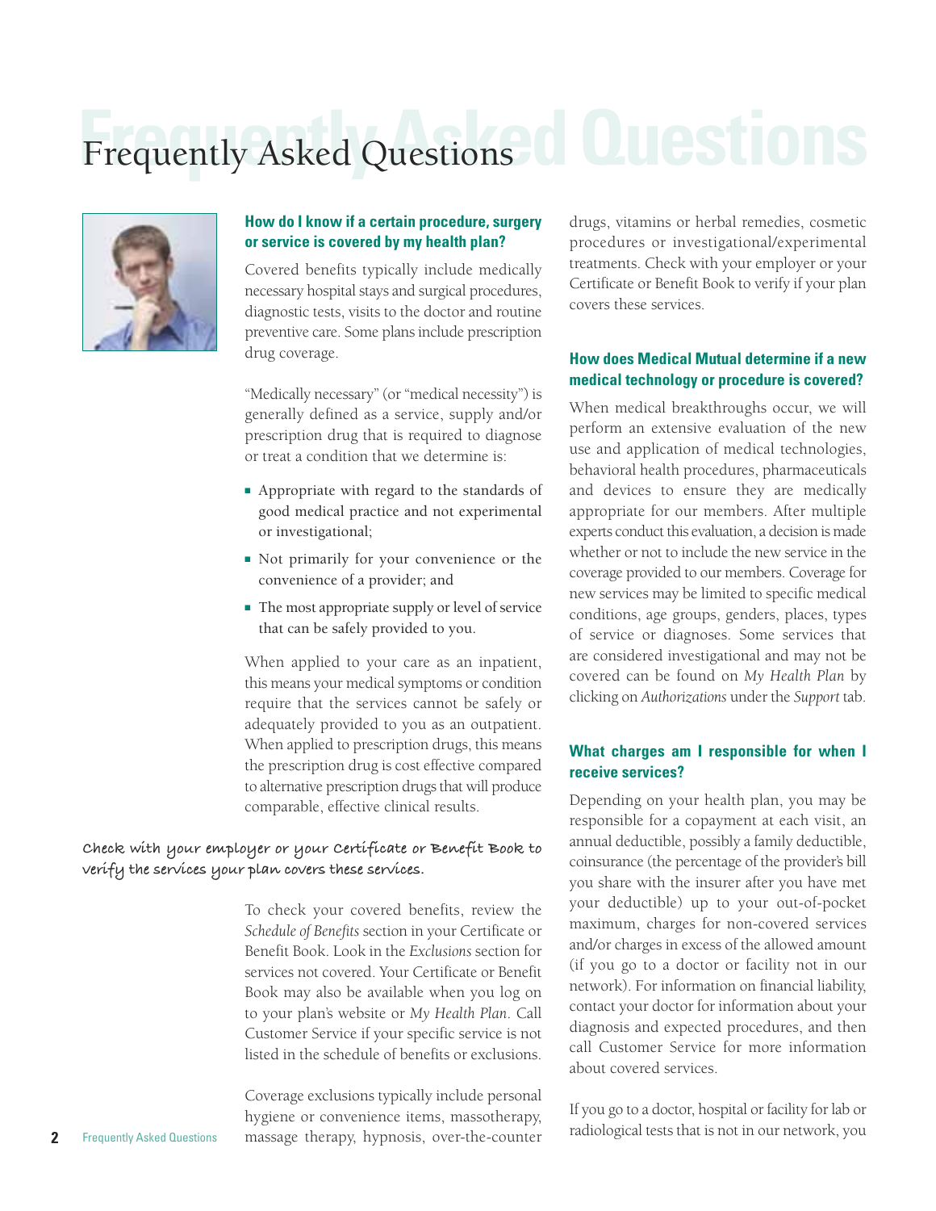# Frequently Asked Questions

### How do I know if a certain procedure, surgery or service is covered by my health plan?

Covered benefits typically include medically necessary hospital stays and surgical procedures, diagnostic tests, visits to the doctor and routine preventive care. Some plans include prescription drug coverage.

"Medically necessary" (or "medical necessity") is generally defined as a service, supply and/or prescription drug that is required to diagnose or treat a condition that we determine is:

- Appropriate with regard to the standards of good medical practice and not experimental or investigational;
- Not primarily for your convenience or the convenience of a provider; and
- The most appropriate supply or level of service that can be safely provided to you.

When applied to your care as an inpatient, this means your medical symptoms or condition require that the services cannot be safely or adequately provided to you as an outpatient. When applied to prescription drugs, this means the prescription drug is cost effective compared to alternative prescription drugs that will produce comparable, effective clinical results.

**Check with your employer or your Certificate or Benefit Book to verify the services your plan covers these services.**

To check your covered benefits, review the *Schedule of Benefits* section in your Certificate or Benefit Book. Look in the *Exclusions* section for services not covered. Your Certificate or Benefit Book may also be available when you log on to your plan's website or *My Health Plan*. Call Customer Service if your specific service is not listed in the schedule of benefits or exclusions.

Coverage exclusions typically include personal hygiene or convenience items, massotherapy, massage therapy, hypnosis, over-the-counter drugs, vitamins or herbal remedies, cosmetic procedures or investigational/experimental treatments. Check with your employer or your Certificate or Benefit Book to verify if your plan covers these services.

### How does Medical Mutual determine if a new medical technology or procedure is covered?

When medical breakthroughs occur, we will perform an extensive evaluation of the new use and application of medical technologies, behavioral health procedures, pharmaceuticals and devices to ensure they are medically appropriate for our members. After multiple experts conduct this evaluation, a decision is made whether or not to include the new service in the coverage provided to our members. Coverage for new services may be limited to specific medical conditions, age groups, genders, places, types of service or diagnoses. Some services that are considered investigational and may not be covered can be found on *My Health Plan* by clicking on *Authorizations* under the *Support* tab.

### What charges am I responsible for when I receive services?

Depending on your health plan, you may be responsible for a copayment at each visit, an annual deductible, possibly a family deductible, coinsurance (the percentage of the provider's bill you share with the insurer after you have met your deductible) up to your out-of-pocket maximum, charges for non-covered services and/or charges in excess of the allowed amount (if you go to a doctor or facility not in our network). For information on financial liability, contact your doctor for information about your diagnosis and expected procedures, and then call Customer Service for more information about covered services.

If you go to a doctor, hospital or facility for lab or radiological tests that is not in our network, you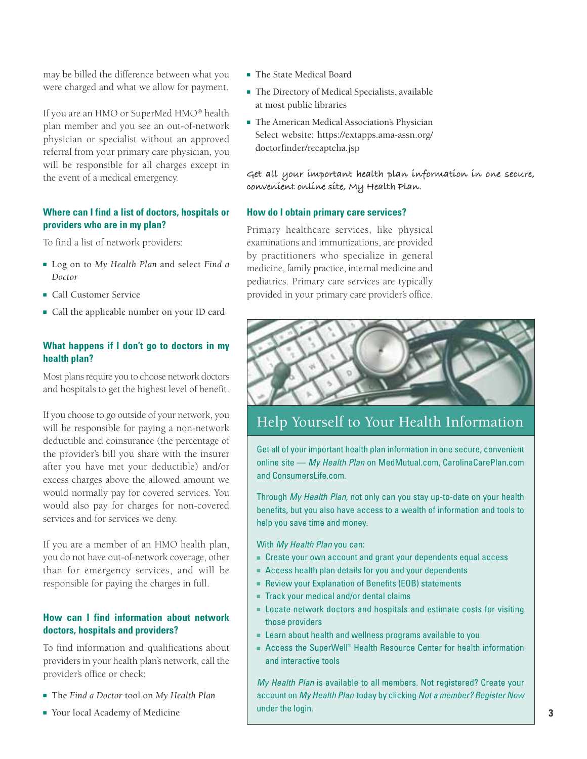may be billed the difference between what you were charged and what we allow for payment.

If you are an HMO or SuperMed HMO® health plan member and you see an out-of-network physician or specialist without an approved referral from your primary care physician, you will be responsible for all charges except in the event of a medical emergency.

### Where can I find a list of doctors, hospitals or providers who are in my plan?

To find a list of network providers:

- Log on to *My Health Plan* and select *Find a Doctor*
- Call Customer Service
- Call the applicable number on your ID card

### What happens if I don't go to doctors in my health plan?

Most plans require you to choose network doctors and hospitals to get the highest level of benefit.

If you choose to go outside of your network, you will be responsible for paying a non-network deductible and coinsurance (the percentage of the provider's bill you share with the insurer after you have met your deductible) and/or excess charges above the allowed amount we would normally pay for covered services. You would also pay for charges for non-covered services and for services we deny.

If you are a member of an HMO health plan, you do not have out-of-network coverage, other than for emergency services, and will be responsible for paying the charges in full.

### How can I find information about network doctors, hospitals and providers?

To find information and qualifications about providers in your health plan's network, call the provider's office or check:

- The *Find a Doctor* tool on *My Health Plan*
- Your local Academy of Medicine
- The State Medical Board
- The Directory of Medical Specialists, available at most public libraries
- The American Medical Association's Physician Select website: https://extapps.ama-assn.org/doctorfinder/recaptcha.jsp

Get all your important health plan information in one secure, convenient online site, My Health Plan.

### How do I obtain primary care services?

Primary healthcare services, like physical examinations and immunizations, are provided by practitioners who specialize in general medicine, family practice, internal medicine and pediatrics. Primary care services are typically provided in your primary care provider's office.

## Help Yourself to Your Health Information

Get all of your important health plan information in one secure, convenient online site — *My Health Plan* on MedMutual.com, CarolinaCarePlan.com and ConsumersLife.com.

Through *My Health Plan*, not only can you stay up-to-date on your health benefits, but you also have access to a wealth of information and tools to help you save time and money.

With *My Health Plan* you can:

- Create your own account and grant your dependents equal access
- Access health plan details for you and your dependents
- Review your Explanation of Benefits (EOB) statements
- Track your medical and/or dental claims
- Locate network doctors and hospitals and estimate costs for visiting those providers
- Learn about health and wellness programs available to you
- Access the SuperWell® Health Resource Center for health information and interactive tools

*My Health Plan* is available to all members. Not registered? Create your account on *My Health Plan* today by clicking *Not a member? Register Now* under the login.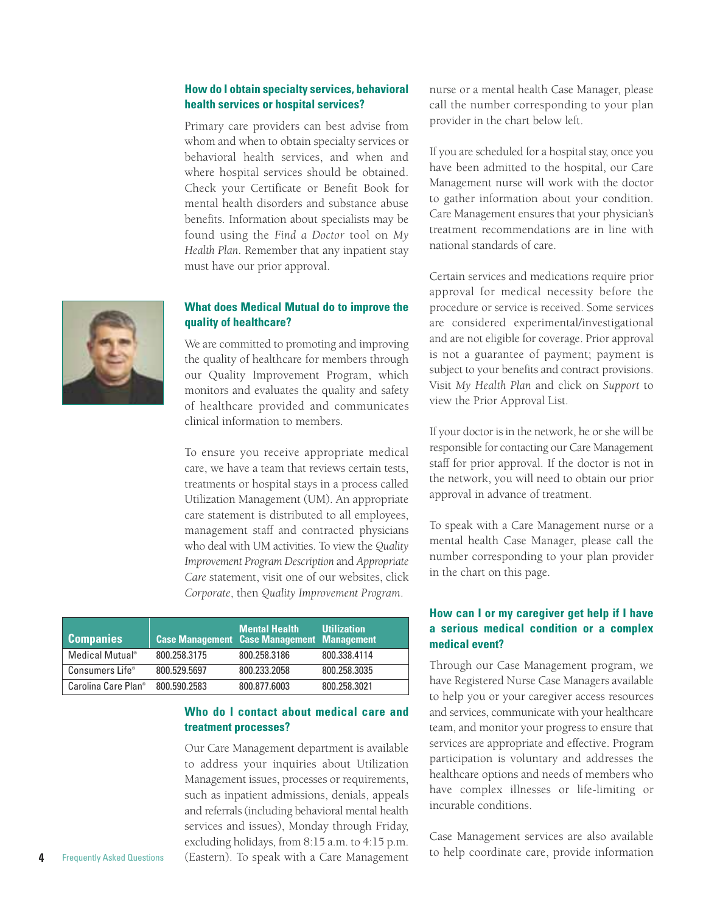## How do I obtain specialty services, behavioral health services or hospital services?

Primary care providers can best advise from whom and when to obtain specialty services or behavioral health services, and when and where hospital services should be obtained. Check your Certificate or Benefit Book for mental health disorders and substance abuse benefits. Information about specialists may be found using the *Find a Doctor* tool on *My Health Plan*. Remember that any inpatient stay must have our prior approval.

## What does Medical Mutual do to improve the quality of healthcare?

We are committed to promoting and improving the quality of healthcare for members through our Quality Improvement Program, which monitors and evaluates the quality and safety of healthcare provided and communicates clinical information to members.

To ensure you receive appropriate medical care, we have a team that reviews certain tests, treatments or hospital stays in a process called Utilization Management (UM). An appropriate care statement is distributed to all employees, management staff and contracted physicians who deal with UM activities. To view the *Quality Improvement Program Description* and *Appropriate Care* statement, visit one of our websites, click *Corporate*, then *Quality Improvement Program*.

| Companies | Case Management | Mental Health Case Management | Utilization Management |
|---|---|---|---|
| Medical Mutual® | 800.258.3175 | 800.258.3186 | 800.338.4114 |
| Consumers Life® | 800.529.5697 | 800.233.2058 | 800.258.3035 |
| Carolina Care Plan® | 800.590.2583 | 800.877.6003 | 800.258.3021 |

## Who do I contact about medical care and treatment processes?

Our Care Management department is available to address your inquiries about Utilization Management issues, processes or requirements, such as inpatient admissions, denials, appeals and referrals (including behavioral mental health services and issues), Monday through Friday, excluding holidays, from 8:15 a.m. to 4:15 p.m. (Eastern). To speak with a Care Management nurse or a mental health Case Manager, please call the number corresponding to your plan provider in the chart below left.

If you are scheduled for a hospital stay, once you have been admitted to the hospital, our Care Management nurse will work with the doctor to gather information about your condition. Care Management ensures that your physician's treatment recommendations are in line with national standards of care.

Certain services and medications require prior approval for medical necessity before the procedure or service is received. Some services are considered experimental/investigational and are not eligible for coverage. Prior approval is not a guarantee of payment; payment is subject to your benefits and contract provisions. Visit *My Health Plan* and click on *Support* to view the Prior Approval List.

If your doctor is in the network, he or she will be responsible for contacting our Care Management staff for prior approval. If the doctor is not in the network, you will need to obtain our prior approval in advance of treatment.

To speak with a Care Management nurse or a mental health Case Manager, please call the number corresponding to your plan provider in the chart on this page.

## How can I or my caregiver get help if I have a serious medical condition or a complex medical event?

Through our Case Management program, we have Registered Nurse Case Managers available to help you or your caregiver access resources and services, communicate with your healthcare team, and monitor your progress to ensure that services are appropriate and effective. Program participation is voluntary and addresses the healthcare options and needs of members who have complex illnesses or life-limiting or incurable conditions.

Case Management services are also available to help coordinate care, provide information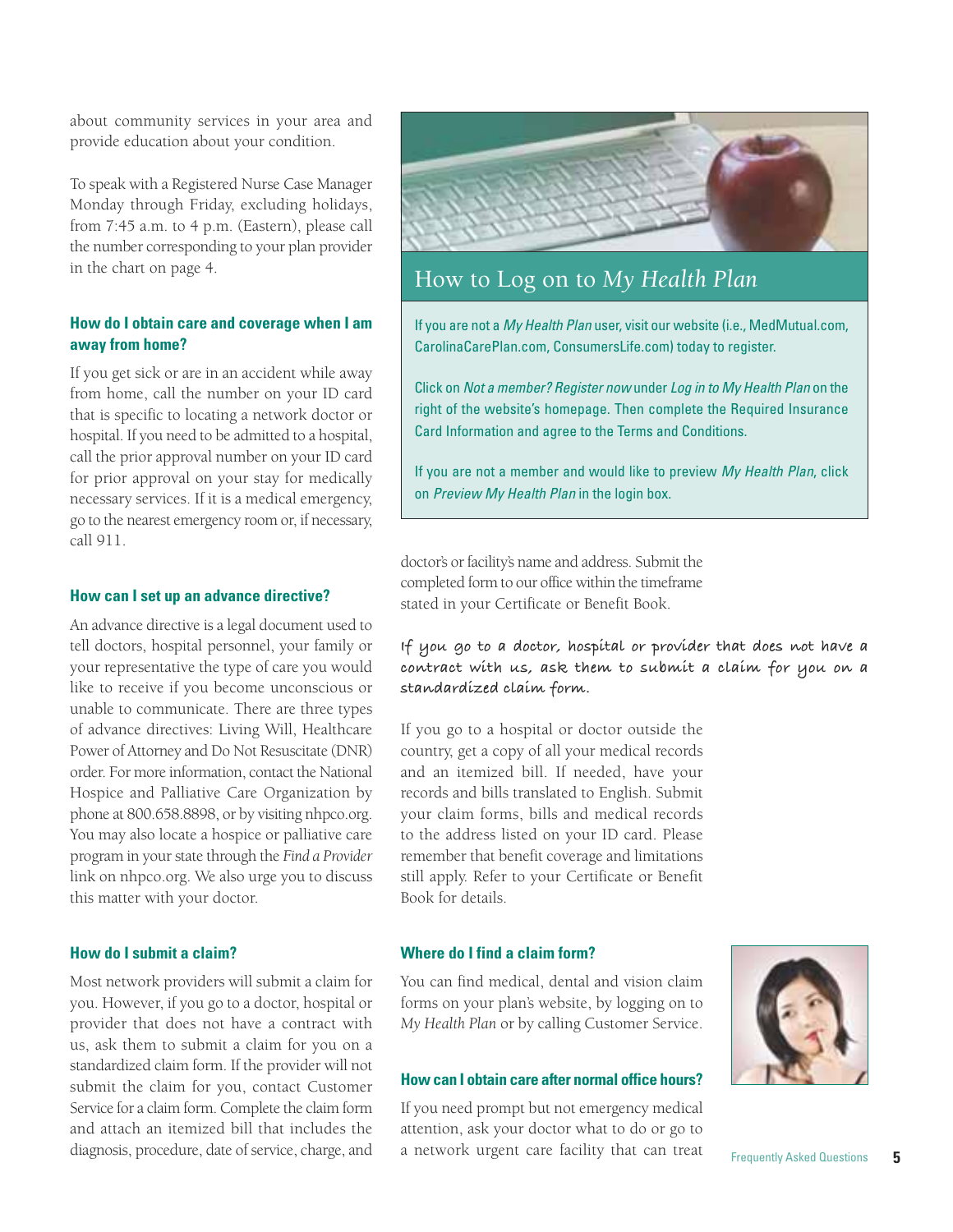about community services in your area and provide education about your condition.

To speak with a Registered Nurse Case Manager Monday through Friday, excluding holidays, from 7:45 a.m. to 4 p.m. (Eastern), please call the number corresponding to your plan provider in the chart on page 4.

### How do I obtain care and coverage when I am away from home?

If you get sick or are in an accident while away from home, call the number on your ID card that is specific to locating a network doctor or hospital. If you need to be admitted to a hospital, call the prior approval number on your ID card for prior approval on your stay for medically necessary services. If it is a medical emergency, go to the nearest emergency room or, if necessary, call 911.

### How can I set up an advance directive?

An advance directive is a legal document used to tell doctors, hospital personnel, your family or your representative the type of care you would like to receive if you become unconscious or unable to communicate. There are three types of advance directives: Living Will, Healthcare Power of Attorney and Do Not Resuscitate (DNR) order. For more information, contact the National Hospice and Palliative Care Organization by phone at 800.658.8898, or by visiting nhpco.org. You may also locate a hospice or palliative care program in your state through the *Find a Provider* link on nhpco.org. We also urge you to discuss this matter with your doctor.

### How do I submit a claim?

Most network providers will submit a claim for you. However, if you go to a doctor, hospital or provider that does not have a contract with us, ask them to submit a claim for you on a standardized claim form. If the provider will not submit the claim for you, contact Customer Service for a claim form. Complete the claim form and attach an itemized bill that includes the diagnosis, procedure, date of service, charge, and doctor's or facility's name and address. Submit the completed form to our office within the timeframe stated in your Certificate or Benefit Book.

If you go to a doctor, hospital or provider that does not have a contract with us, ask them to submit a claim for you on a standardized claim form.

If you go to a hospital or doctor outside the country, get a copy of all your medical records and an itemized bill. If needed, have your records and bills translated to English. Submit your claim forms, bills and medical records to the address listed on your ID card. Please remember that benefit coverage and limitations still apply. Refer to your Certificate or Benefit Book for details.

### Where do I find a claim form?

You can find medical, dental and vision claim forms on your plan's website, by logging on to *My Health Plan* or by calling Customer Service.

### How can I obtain care after normal office hours?

If you need prompt but not emergency medical attention, ask your doctor what to do or go to a network urgent care facility that can treat

## How to Log on to *My Health Plan*

If you are not a *My Health Plan* user, visit our website (i.e., MedMutual.com, CarolinaCarePlan.com, ConsumersLife.com) today to register.

Click on *Not a member? Register now* under *Log in to My Health Plan* on the right of the website's homepage. Then complete the Required Insurance Card Information and agree to the Terms and Conditions.

If you are not a member and would like to preview *My Health Plan*, click on *Preview My Health Plan* in the login box.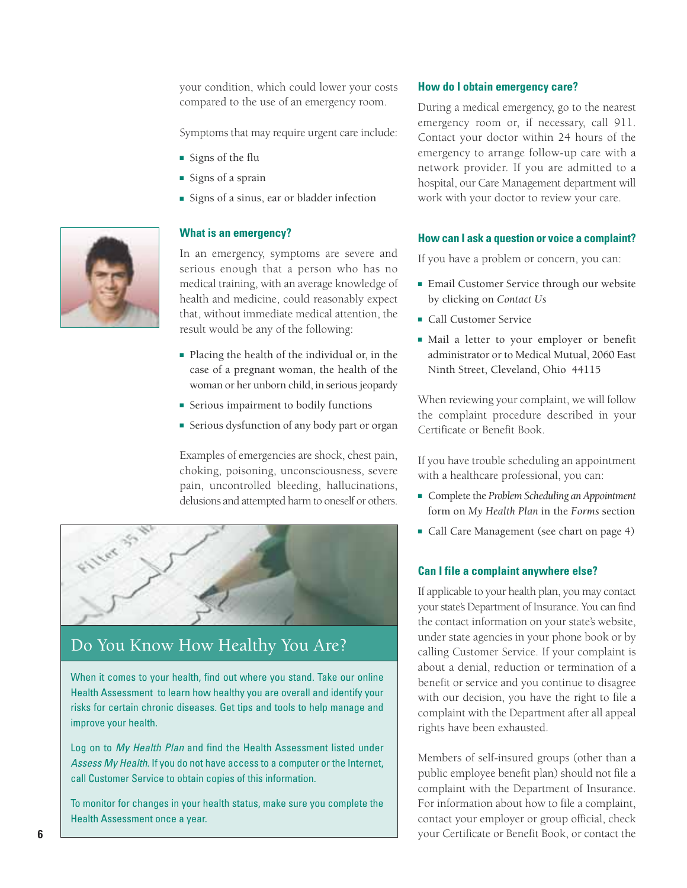your condition, which could lower your costs compared to the use of an emergency room.

Symptoms that may require urgent care include:

- Signs of the flu
- Signs of a sprain
- Signs of a sinus, ear or bladder infection

### What is an emergency?

In an emergency, symptoms are severe and serious enough that a person who has no medical training, with an average knowledge of health and medicine, could reasonably expect that, without immediate medical attention, the result would be any of the following:

- Placing the health of the individual or, in the case of a pregnant woman, the health of the woman or her unborn child, in serious jeopardy
- Serious impairment to bodily functions
- Serious dysfunction of any body part or organ

Examples of emergencies are shock, chest pain, choking, poisoning, unconsciousness, severe pain, uncontrolled bleeding, hallucinations, delusions and attempted harm to oneself or others.

## Do You Know How Healthy You Are?

When it comes to your health, find out where you stand. Take our online Health Assessment to learn how healthy you are overall and identify your risks for certain chronic diseases. Get tips and tools to help manage and improve your health.

Log on to *My Health Plan* and find the Health Assessment listed under *Assess My Health*. If you do not have access to a computer or the Internet, call Customer Service to obtain copies of this information.

To monitor for changes in your health status, make sure you complete the Health Assessment once a year.

### How do I obtain emergency care?

During a medical emergency, go to the nearest emergency room or, if necessary, call 911. Contact your doctor within 24 hours of the emergency to arrange follow-up care with a network provider. If you are admitted to a hospital, our Care Management department will work with your doctor to review your care.

### How can I ask a question or voice a complaint?

If you have a problem or concern, you can:

- Email Customer Service through our website by clicking on *Contact Us*
- Call Customer Service
- Mail a letter to your employer or benefit administrator or to Medical Mutual, 2060 East Ninth Street, Cleveland, Ohio 44115

When reviewing your complaint, we will follow the complaint procedure described in your Certificate or Benefit Book.

If you have trouble scheduling an appointment with a healthcare professional, you can:

- Complete the *Problem Scheduling an Appointment* form on *My Health Plan* in the *Forms* section
- Call Care Management (see chart on page 4)

### Can I file a complaint anywhere else?

If applicable to your health plan, you may contact your state's Department of Insurance. You can find the contact information on your state's website, under state agencies in your phone book or by calling Customer Service. If your complaint is about a denial, reduction or termination of a benefit or service and you continue to disagree with our decision, you have the right to file a complaint with the Department after all appeal rights have been exhausted.

Members of self-insured groups (other than a public employee benefit plan) should not file a complaint with the Department of Insurance. For information about how to file a complaint, contact your employer or group official, check your Certificate or Benefit Book, or contact the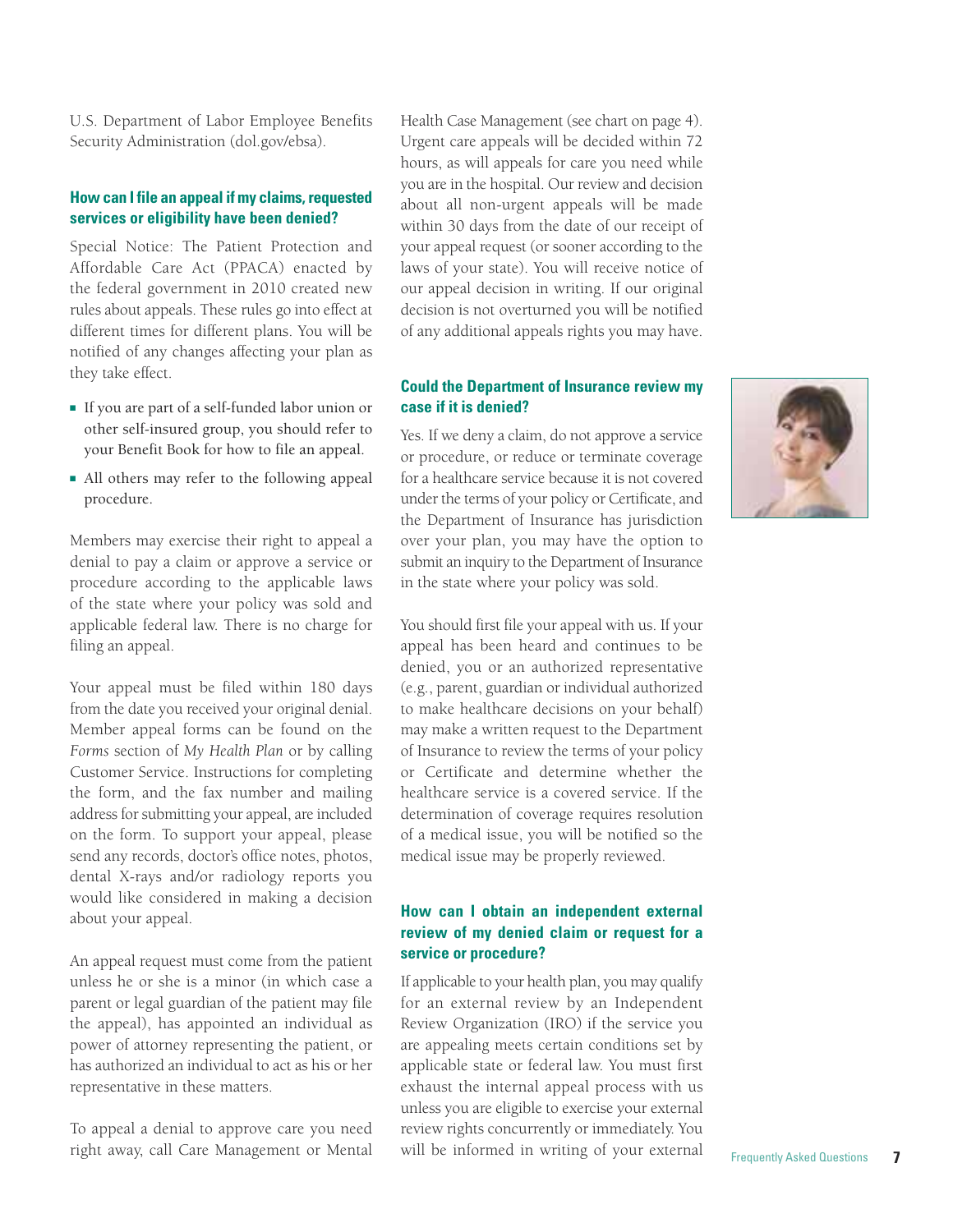U.S. Department of Labor Employee Benefits Security Administration (dol.gov/ebsa).

### How can I file an appeal if my claims, requested services or eligibility have been denied?

Special Notice: The Patient Protection and Affordable Care Act (PPACA) enacted by the federal government in 2010 created new rules about appeals. These rules go into effect at different times for different plans. You will be notified of any changes affecting your plan as they take effect.

- If you are part of a self-funded labor union or other self-insured group, you should refer to your Benefit Book for how to file an appeal.
- All others may refer to the following appeal procedure.

Members may exercise their right to appeal a denial to pay a claim or approve a service or procedure according to the applicable laws of the state where your policy was sold and applicable federal law. There is no charge for filing an appeal.

Your appeal must be filed within 180 days from the date you received your original denial. Member appeal forms can be found on the *Forms* section of *My Health Plan* or by calling Customer Service. Instructions for completing the form, and the fax number and mailing address for submitting your appeal, are included on the form. To support your appeal, please send any records, doctor's office notes, photos, dental X-rays and/or radiology reports you would like considered in making a decision about your appeal.

An appeal request must come from the patient unless he or she is a minor (in which case a parent or legal guardian of the patient may file the appeal), has appointed an individual as power of attorney representing the patient, or has authorized an individual to act as his or her representative in these matters.

To appeal a denial to approve care you need right away, call Care Management or Mental Health Case Management (see chart on page 4). Urgent care appeals will be decided within 72 hours, as will appeals for care you need while you are in the hospital. Our review and decision about all non-urgent appeals will be made within 30 days from the date of our receipt of your appeal request (or sooner according to the laws of your state). You will receive notice of our appeal decision in writing. If our original decision is not overturned you will be notified of any additional appeals rights you may have.

### Could the Department of Insurance review my case if it is denied?

Yes. If we deny a claim, do not approve a service or procedure, or reduce or terminate coverage for a healthcare service because it is not covered under the terms of your policy or Certificate, and the Department of Insurance has jurisdiction over your plan, you may have the option to submit an inquiry to the Department of Insurance in the state where your policy was sold.

You should first file your appeal with us. If your appeal has been heard and continues to be denied, you or an authorized representative (e.g., parent, guardian or individual authorized to make healthcare decisions on your behalf) may make a written request to the Department of Insurance to review the terms of your policy or Certificate and determine whether the healthcare service is a covered service. If the determination of coverage requires resolution of a medical issue, you will be notified so the medical issue may be properly reviewed.

### How can I obtain an independent external review of my denied claim or request for a service or procedure?

If applicable to your health plan, you may qualify for an external review by an Independent Review Organization (IRO) if the service you are appealing meets certain conditions set by applicable state or federal law. You must first exhaust the internal appeal process with us unless you are eligible to exercise your external review rights concurrently or immediately. You will be informed in writing of your external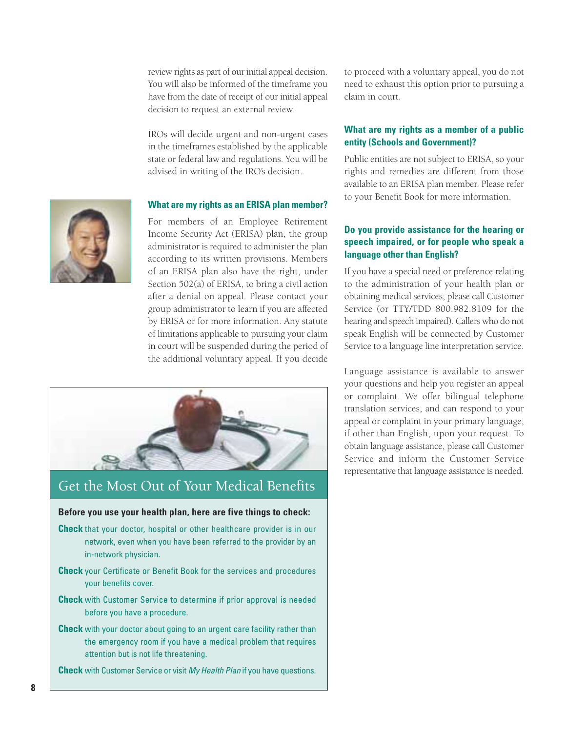review rights as part of our initial appeal decision. You will also be informed of the timeframe you have from the date of receipt of our initial appeal decision to request an external review.

IROs will decide urgent and non-urgent cases in the timeframes established by the applicable state or federal law and regulations. You will be advised in writing of the IRO's decision.

### What are my rights as an ERISA plan member?

For members of an Employee Retirement Income Security Act (ERISA) plan, the group administrator is required to administer the plan according to its written provisions. Members of an ERISA plan also have the right, under Section 502(a) of ERISA, to bring a civil action after a denial on appeal. Please contact your group administrator to learn if you are affected by ERISA or for more information. Any statute of limitations applicable to pursuing your claim in court will be suspended during the period of the additional voluntary appeal. If you decide to proceed with a voluntary appeal, you do not need to exhaust this option prior to pursuing a claim in court.

### What are my rights as a member of a public entity (Schools and Government)?

Public entities are not subject to ERISA, so your rights and remedies are different from those available to an ERISA plan member. Please refer to your Benefit Book for more information.

### Do you provide assistance for the hearing or speech impaired, or for people who speak a language other than English?

If you have a special need or preference relating to the administration of your health plan or obtaining medical services, please call Customer Service (or TTY/TDD 800.982.8109 for the hearing and speech impaired). Callers who do not speak English will be connected by Customer Service to a language line interpretation service.

Language assistance is available to answer your questions and help you register an appeal or complaint. We offer bilingual telephone translation services, and can respond to your appeal or complaint in your primary language, if other than English, upon your request. To obtain language assistance, please call Customer Service and inform the Customer Service representative that language assistance is needed.

## Get the Most Out of Your Medical Benefits

**Before you use your health plan, here are five things to check:**

- **Check** that your doctor, hospital or other healthcare provider is in our network, even when you have been referred to the provider by an in-network physician.
- **Check** your Certificate or Benefit Book for the services and procedures your benefits cover.
- **Check** with Customer Service to determine if prior approval is needed before you have a procedure.
- **Check** with your doctor about going to an urgent care facility rather than the emergency room if you have a medical problem that requires attention but is not life threatening.
- **Check** with Customer Service or visit *My Health Plan* if you have questions.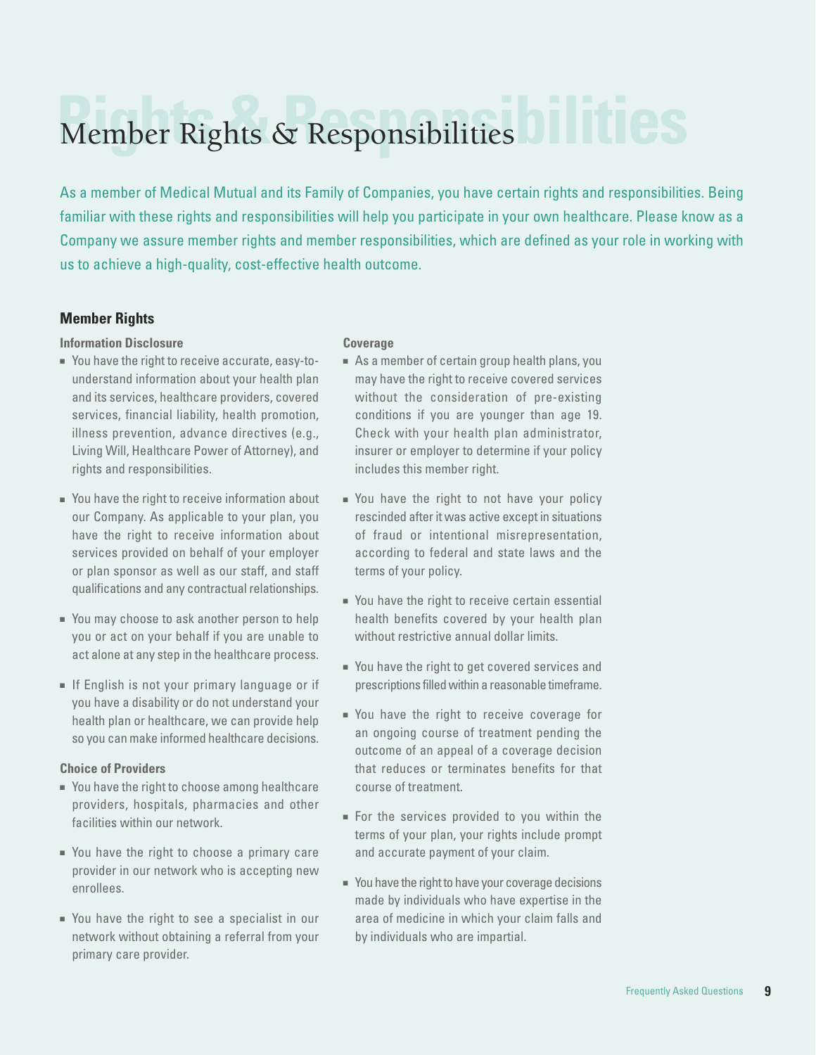# Member Rights & Responsibilities

As a member of Medical Mutual and its Family of Companies, you have certain rights and responsibilities. Being familiar with these rights and responsibilities will help you participate in your own healthcare. Please know as a Company we assure member rights and member responsibilities, which are defined as your role in working with us to achieve a high-quality, cost-effective health outcome.

## Member Rights

### Information Disclosure

- You have the right to receive accurate, easy-to-understand information about your health plan and its services, healthcare providers, covered services, financial liability, health promotion, illness prevention, advance directives (e.g., Living Will, Healthcare Power of Attorney), and rights and responsibilities.
- You have the right to receive information about our Company. As applicable to your plan, you have the right to receive information about services provided on behalf of your employer or plan sponsor as well as our staff, and staff qualifications and any contractual relationships.
- You may choose to ask another person to help you or act on your behalf if you are unable to act alone at any step in the healthcare process.
- If English is not your primary language or if you have a disability or do not understand your health plan or healthcare, we can provide help so you can make informed healthcare decisions.

### Choice of Providers

- You have the right to choose among healthcare providers, hospitals, pharmacies and other facilities within our network.
- You have the right to choose a primary care provider in our network who is accepting new enrollees.
- You have the right to see a specialist in our network without obtaining a referral from your primary care provider.

### Coverage

- As a member of certain group health plans, you may have the right to receive covered services without the consideration of pre-existing conditions if you are younger than age 19. Check with your health plan administrator, insurer or employer to determine if your policy includes this member right.
- You have the right to not have your policy rescinded after it was active except in situations of fraud or intentional misrepresentation, according to federal and state laws and the terms of your policy.
- You have the right to receive certain essential health benefits covered by your health plan without restrictive annual dollar limits.
- You have the right to get covered services and prescriptions filled within a reasonable timeframe.
- You have the right to receive coverage for an ongoing course of treatment pending the outcome of an appeal of a coverage decision that reduces or terminates benefits for that course of treatment.
- For the services provided to you within the terms of your plan, your rights include prompt and accurate payment of your claim.
- You have the right to have your coverage decisions made by individuals who have expertise in the area of medicine in which your claim falls and by individuals who are impartial.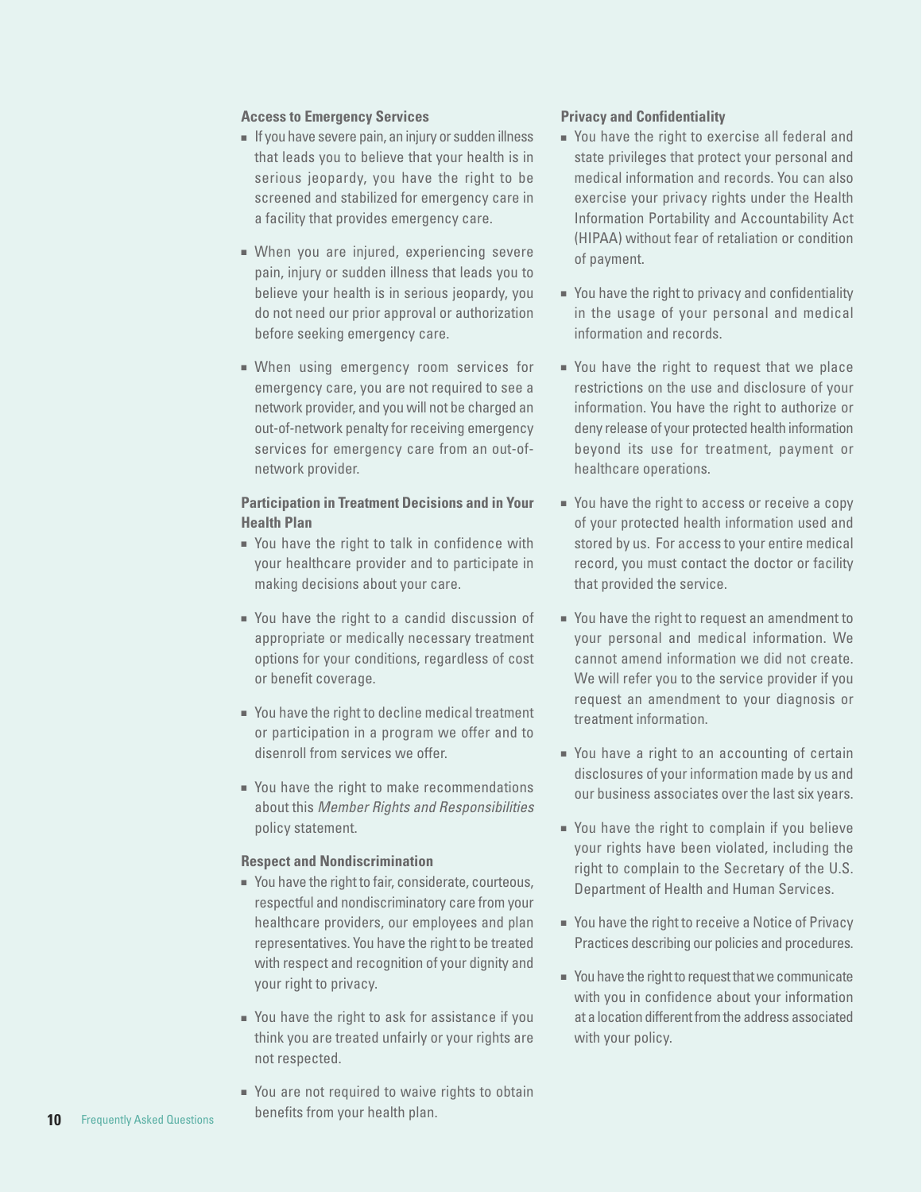**Access to Emergency Services**

- If you have severe pain, an injury or sudden illness that leads you to believe that your health is in serious jeopardy, you have the right to be screened and stabilized for emergency care in a facility that provides emergency care.
- When you are injured, experiencing severe pain, injury or sudden illness that leads you to believe your health is in serious jeopardy, you do not need our prior approval or authorization before seeking emergency care.
- When using emergency room services for emergency care, you are not required to see a network provider, and you will not be charged an out-of-network penalty for receiving emergency services for emergency care from an out-of-network provider.

**Participation in Treatment Decisions and in Your Health Plan**

- You have the right to talk in confidence with your healthcare provider and to participate in making decisions about your care.
- You have the right to a candid discussion of appropriate or medically necessary treatment options for your conditions, regardless of cost or benefit coverage.
- You have the right to decline medical treatment or participation in a program we offer and to disenroll from services we offer.
- You have the right to make recommendations about this *Member Rights and Responsibilities* policy statement.

**Respect and Nondiscrimination**

- You have the right to fair, considerate, courteous, respectful and nondiscriminatory care from your healthcare providers, our employees and plan representatives. You have the right to be treated with respect and recognition of your dignity and your right to privacy.
- You have the right to ask for assistance if you think you are treated unfairly or your rights are not respected.
- You are not required to waive rights to obtain benefits from your health plan.

**Privacy and Confidentiality**

- You have the right to exercise all federal and state privileges that protect your personal and medical information and records. You can also exercise your privacy rights under the Health Information Portability and Accountability Act (HIPAA) without fear of retaliation or condition of payment.
- You have the right to privacy and confidentiality in the usage of your personal and medical information and records.
- You have the right to request that we place restrictions on the use and disclosure of your information. You have the right to authorize or deny release of your protected health information beyond its use for treatment, payment or healthcare operations.
- You have the right to access or receive a copy of your protected health information used and stored by us. For access to your entire medical record, you must contact the doctor or facility that provided the service.
- You have the right to request an amendment to your personal and medical information. We cannot amend information we did not create. We will refer you to the service provider if you request an amendment to your diagnosis or treatment information.
- You have a right to an accounting of certain disclosures of your information made by us and our business associates over the last six years.
- You have the right to complain if you believe your rights have been violated, including the right to complain to the Secretary of the U.S. Department of Health and Human Services.
- You have the right to receive a Notice of Privacy Practices describing our policies and procedures.
- You have the right to request that we communicate with you in confidence about your information at a location different from the address associated with your policy.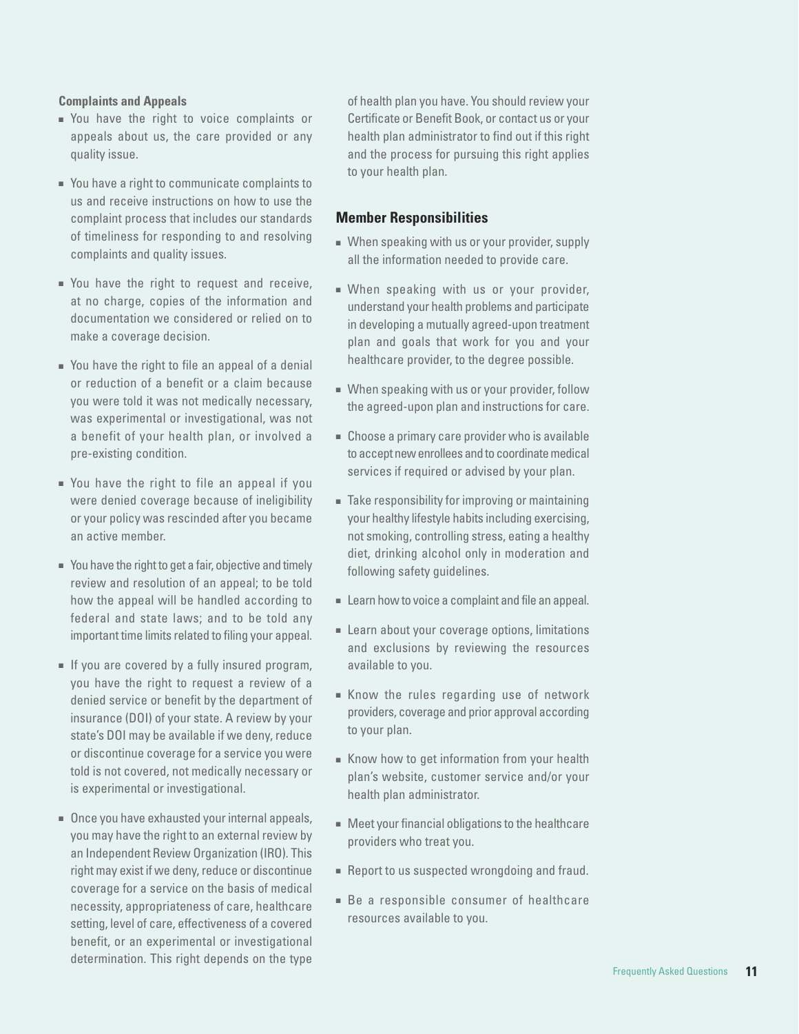**Complaints and Appeals**

- You have the right to voice complaints or appeals about us, the care provided or any quality issue.
- You have a right to communicate complaints to us and receive instructions on how to use the complaint process that includes our standards of timeliness for responding to and resolving complaints and quality issues.
- You have the right to request and receive, at no charge, copies of the information and documentation we considered or relied on to make a coverage decision.
- You have the right to file an appeal of a denial or reduction of a benefit or a claim because you were told it was not medically necessary, was experimental or investigational, was not a benefit of your health plan, or involved a pre-existing condition.
- You have the right to file an appeal if you were denied coverage because of ineligibility or your policy was rescinded after you became an active member.
- You have the right to get a fair, objective and timely review and resolution of an appeal; to be told how the appeal will be handled according to federal and state laws; and to be told any important time limits related to filing your appeal.
- If you are covered by a fully insured program, you have the right to request a review of a denied service or benefit by the department of insurance (DOI) of your state. A review by your state's DOI may be available if we deny, reduce or discontinue coverage for a service you were told is not covered, not medically necessary or is experimental or investigational.
- Once you have exhausted your internal appeals, you may have the right to an external review by an Independent Review Organization (IRO). This right may exist if we deny, reduce or discontinue coverage for a service on the basis of medical necessity, appropriateness of care, healthcare setting, level of care, effectiveness of a covered benefit, or an experimental or investigational determination. This right depends on the type of health plan you have. You should review your Certificate or Benefit Book, or contact us or your health plan administrator to find out if this right and the process for pursuing this right applies to your health plan.

## Member Responsibilities

- When speaking with us or your provider, supply all the information needed to provide care.
- When speaking with us or your provider, understand your health problems and participate in developing a mutually agreed-upon treatment plan and goals that work for you and your healthcare provider, to the degree possible.
- When speaking with us or your provider, follow the agreed-upon plan and instructions for care.
- Choose a primary care provider who is available to accept new enrollees and to coordinate medical services if required or advised by your plan.
- Take responsibility for improving or maintaining your healthy lifestyle habits including exercising, not smoking, controlling stress, eating a healthy diet, drinking alcohol only in moderation and following safety guidelines.
- Learn how to voice a complaint and file an appeal.
- Learn about your coverage options, limitations and exclusions by reviewing the resources available to you.
- Know the rules regarding use of network providers, coverage and prior approval according to your plan.
- Know how to get information from your health plan's website, customer service and/or your health plan administrator.
- Meet your financial obligations to the healthcare providers who treat you.
- Report to us suspected wrongdoing and fraud.
- Be a responsible consumer of healthcare resources available to you.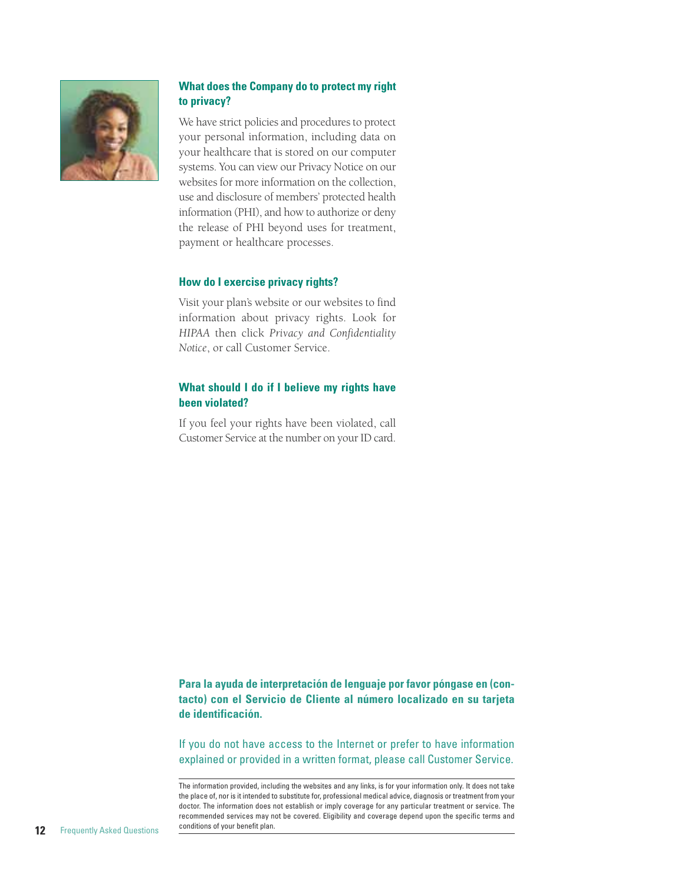### What does the Company do to protect my right to privacy?

We have strict policies and procedures to protect your personal information, including data on your healthcare that is stored on our computer systems. You can view our Privacy Notice on our websites for more information on the collection, use and disclosure of members' protected health information (PHI), and how to authorize or deny the release of PHI beyond uses for treatment, payment or healthcare processes.

### How do I exercise privacy rights?

Visit your plan's website or our websites to find information about privacy rights. Look for *HIPAA* then click *Privacy and Confidentiality Notice*, or call Customer Service.

### What should I do if I believe my rights have been violated?

If you feel your rights have been violated, call Customer Service at the number on your ID card.

**Para la ayuda de interpretación de lenguaje por favor póngase en (contacto) con el Servicio de Cliente al número localizado en su tarjeta de identificación.**

If you do not have access to the Internet or prefer to have information explained or provided in a written format, please call Customer Service.

---

The information provided, including the websites and any links, is for your information only. It does not take the place of, nor is it intended to substitute for, professional medical advice, diagnosis or treatment from your doctor. The information does not establish or imply coverage for any particular treatment or service. The recommended services may not be covered. Eligibility and coverage depend upon the specific terms and conditions of your benefit plan.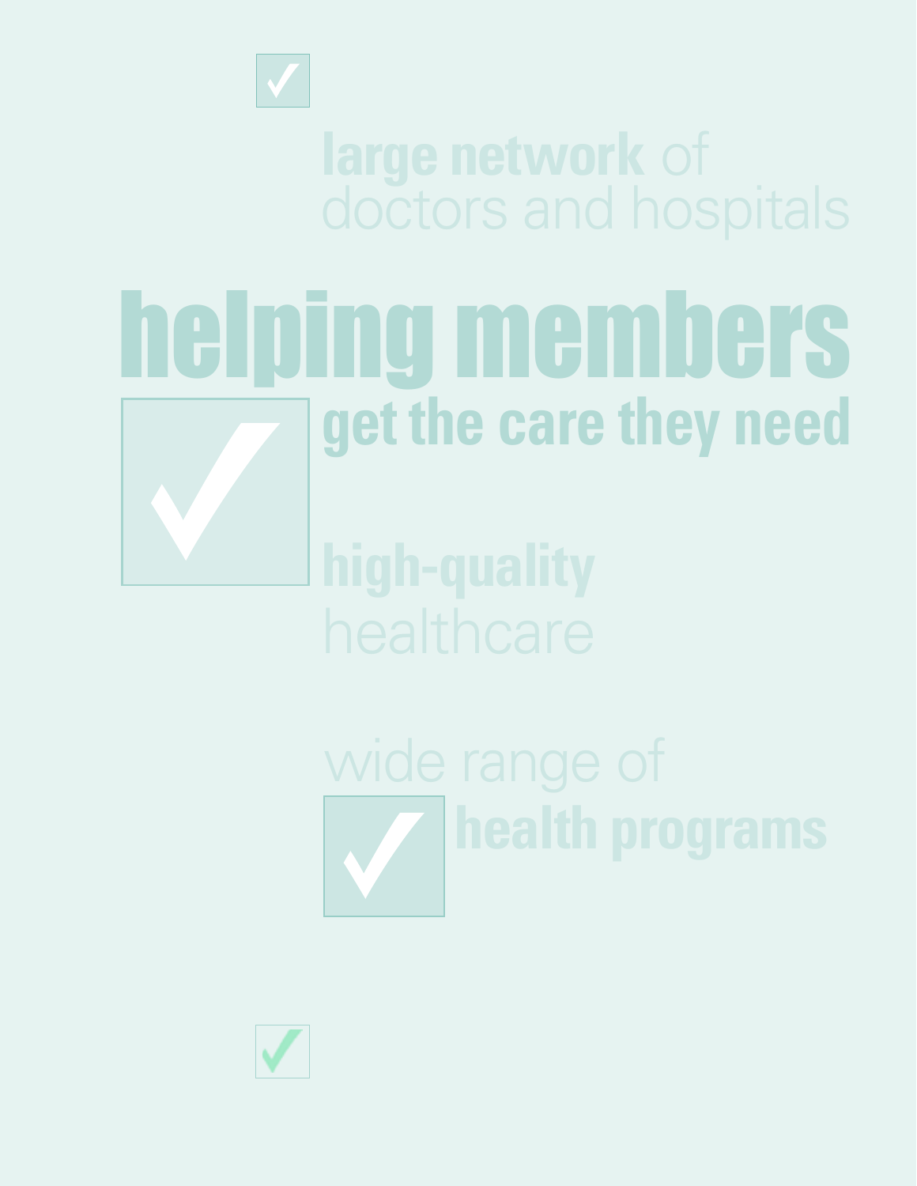**large network** of
doctors and hospitals

# helping members

**get the care they need**

**high-quality**
healthcare

wide range of
**health programs**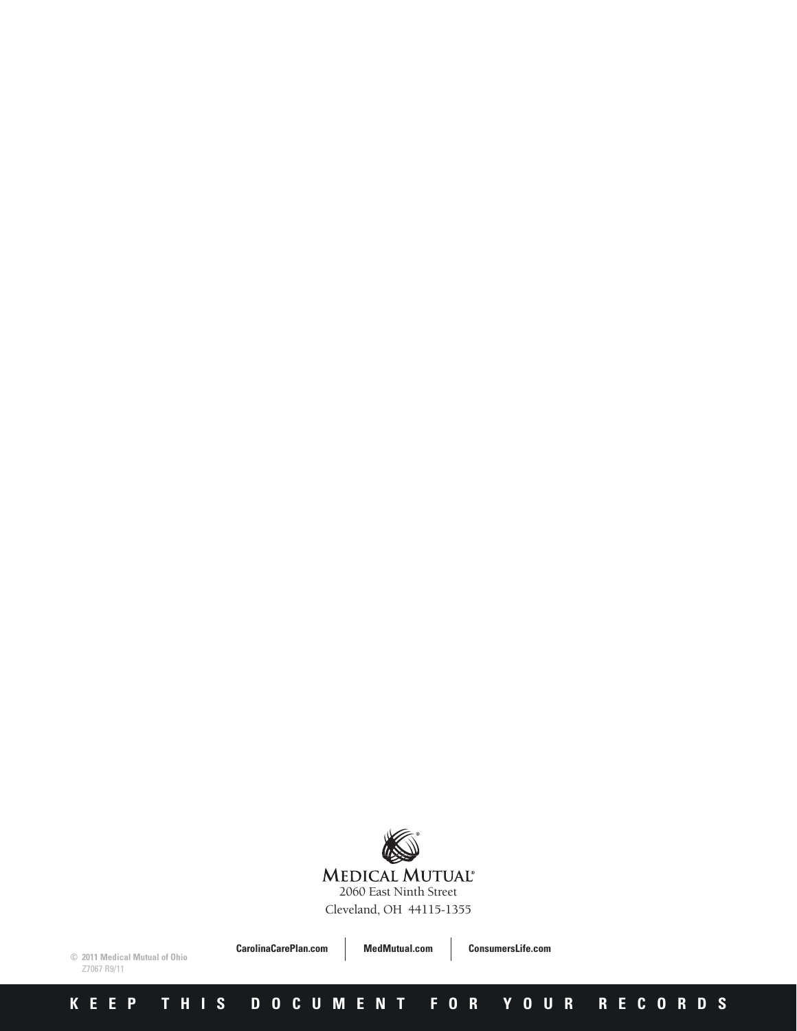MEDICAL MUTUAL®

2060 East Ninth Street
Cleveland, OH 44115-1355

© 2011 Medical Mutual of Ohio
Z7067 R9/11

CarolinaCarePlan.com | MedMutual.com | ConsumersLife.com

**KEEP THIS DOCUMENT FOR YOUR RECORDS**